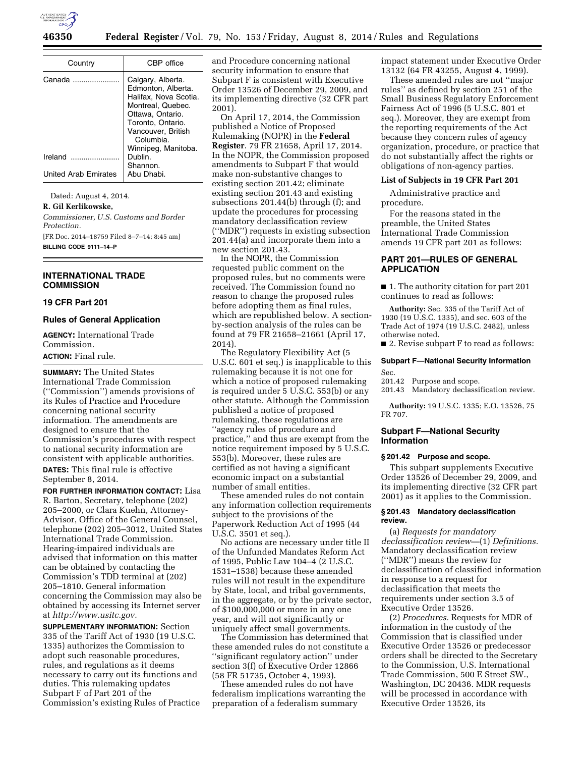| Country | CBP office |
| --- | --- |
| Canada | Calgary, Alberta. Edmonton, Alberta. Halifax, Nova Scotia. Montreal, Quebec. Ottawa, Ontario. Toronto, Ontario. Vancouver, British Columbia. Winnipeg, Manitoba. |
| Ireland | Dublin. Shannon. |
| United Arab Emirates | Abu Dhabi. |

Dated: August 4, 2014.

**R. Gil Kerlikowske,**

*Commissioner, U.S. Customs and Border Protection.*

[FR Doc. 2014–18759 Filed 8–7–14; 8:45 am]

**BILLING CODE 9111–14–P**

## INTERNATIONAL TRADE COMMISSION

### 19 CFR Part 201

### Rules of General Application

**AGENCY:** International Trade Commission.

**ACTION:** Final rule.

**SUMMARY:** The United States International Trade Commission (''Commission'') amends provisions of its Rules of Practice and Procedure concerning national security information. The amendments are designed to ensure that the Commission's procedures with respect to national security information are consistent with applicable authorities.

**DATES:** This final rule is effective September 8, 2014.

**FOR FURTHER INFORMATION CONTACT:** Lisa R. Barton, Secretary, telephone (202) 205–2000, or Clara Kuehn, Attorney-Advisor, Office of the General Counsel, telephone (202) 205–3012, United States International Trade Commission. Hearing-impaired individuals are advised that information on this matter can be obtained by contacting the Commission's TDD terminal at (202) 205–1810. General information concerning the Commission may also be obtained by accessing its Internet server at *http://www.usitc.gov.*

**SUPPLEMENTARY INFORMATION:** Section 335 of the Tariff Act of 1930 (19 U.S.C. 1335) authorizes the Commission to adopt such reasonable procedures, rules, and regulations as it deems necessary to carry out its functions and duties. This rulemaking updates Subpart F of Part 201 of the Commission's existing Rules of Practice and Procedure concerning national security information to ensure that Subpart F is consistent with Executive Order 13526 of December 29, 2009, and its implementing directive (32 CFR part 2001).

On April 17, 2014, the Commission published a Notice of Proposed Rulemaking (NOPR) in the **Federal Register**. 79 FR 21658, April 17, 2014. In the NOPR, the Commission proposed amendments to Subpart F that would make non-substantive changes to existing section 201.42; eliminate existing section 201.43 and existing subsections 201.44(b) through (f); and update the procedures for processing mandatory declassification review (''MDR'') requests in existing subsection 201.44(a) and incorporate them into a new section 201.43.

In the NOPR, the Commission requested public comment on the proposed rules, but no comments were received. The Commission found no reason to change the proposed rules before adopting them as final rules, which are republished below. A section-by-section analysis of the rules can be found at 79 FR 21658–21661 (April 17, 2014).

The Regulatory Flexibility Act (5 U.S.C. 601 et seq.) is inapplicable to this rulemaking because it is not one for which a notice of proposed rulemaking is required under 5 U.S.C. 553(b) or any other statute. Although the Commission published a notice of proposed rulemaking, these regulations are ''agency rules of procedure and practice,'' and thus are exempt from the notice requirement imposed by 5 U.S.C. 553(b). Moreover, these rules are certified as not having a significant economic impact on a substantial number of small entities.

These amended rules do not contain any information collection requirements subject to the provisions of the Paperwork Reduction Act of 1995 (44 U.S.C. 3501 et seq.).

No actions are necessary under title II of the Unfunded Mandates Reform Act of 1995, Public Law 104–4 (2 U.S.C. 1531–1538) because these amended rules will not result in the expenditure by State, local, and tribal governments, in the aggregate, or by the private sector, of $100,000,000 or more in any one year, and will not significantly or uniquely affect small governments.

The Commission has determined that these amended rules do not constitute a ''significant regulatory action'' under section 3(f) of Executive Order 12866 (58 FR 51735, October 4, 1993).

These amended rules do not have federalism implications warranting the preparation of a federalism summary impact statement under Executive Order 13132 (64 FR 43255, August 4, 1999).

These amended rules are not ''major rules'' as defined by section 251 of the Small Business Regulatory Enforcement Fairness Act of 1996 (5 U.S.C. 801 et seq.). Moreover, they are exempt from the reporting requirements of the Act because they concern rules of agency organization, procedure, or practice that do not substantially affect the rights or obligations of non-agency parties.

### List of Subjects in 19 CFR Part 201

Administrative practice and procedure.

For the reasons stated in the preamble, the United States International Trade Commission amends 19 CFR part 201 as follows:

## PART 201—RULES OF GENERAL APPLICATION

■ 1. The authority citation for part 201 continues to read as follows:

**Authority:** Sec. 335 of the Tariff Act of 1930 (19 U.S.C. 1335), and sec. 603 of the Trade Act of 1974 (19 U.S.C. 2482), unless otherwise noted.

■ 2. Revise subpart F to read as follows:

#### Subpart F—National Security Information

Sec.
201.42 Purpose and scope.
201.43 Mandatory declassification review.

**Authority:** 19 U.S.C. 1335; E.O. 13526, 75 FR 707.

### Subpart F—National Security Information

#### § 201.42 Purpose and scope.

This subpart supplements Executive Order 13526 of December 29, 2009, and its implementing directive (32 CFR part 2001) as it applies to the Commission.

#### § 201.43 Mandatory declassification review.

(a) *Requests for mandatory declassification review*—(1) *Definitions.* Mandatory declassification review (''MDR'') means the review for declassification of classified information in response to a request for declassification that meets the requirements under section 3.5 of Executive Order 13526.

(2) *Procedures.* Requests for MDR of information in the custody of the Commission that is classified under Executive Order 13526 or predecessor orders shall be directed to the Secretary to the Commission, U.S. International Trade Commission, 500 E Street SW., Washington, DC 20436. MDR requests will be processed in accordance with Executive Order 13526, its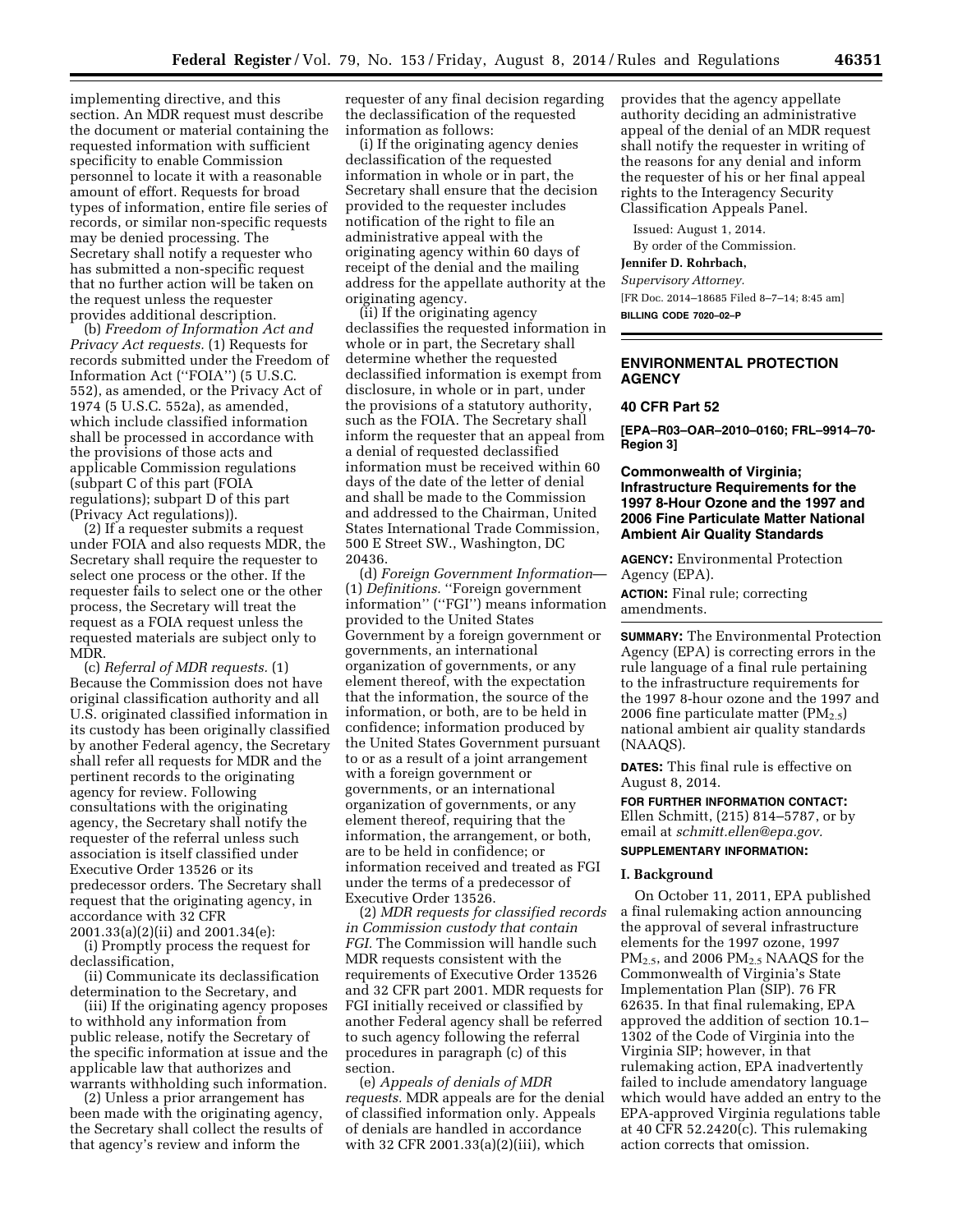implementing directive, and this section. An MDR request must describe the document or material containing the requested information with sufficient specificity to enable Commission personnel to locate it with a reasonable amount of effort. Requests for broad types of information, entire file series of records, or similar non-specific requests may be denied processing. The Secretary shall notify a requester who has submitted a non-specific request that no further action will be taken on the request unless the requester provides additional description.

(b) *Freedom of Information Act and Privacy Act requests.* (1) Requests for records submitted under the Freedom of Information Act (''FOIA'') (5 U.S.C. 552), as amended, or the Privacy Act of 1974 (5 U.S.C. 552a), as amended, which include classified information shall be processed in accordance with the provisions of those acts and applicable Commission regulations (subpart C of this part (FOIA regulations); subpart D of this part (Privacy Act regulations)).

(2) If a requester submits a request under FOIA and also requests MDR, the Secretary shall require the requester to select one process or the other. If the requester fails to select one or the other process, the Secretary will treat the request as a FOIA request unless the requested materials are subject only to MDR.

(c) *Referral of MDR requests.* (1) Because the Commission does not have original classification authority and all U.S. originated classified information in its custody has been originally classified by another Federal agency, the Secretary shall refer all requests for MDR and the pertinent records to the originating agency for review. Following consultations with the originating agency, the Secretary shall notify the requester of the referral unless such association is itself classified under Executive Order 13526 or its predecessor orders. The Secretary shall request that the originating agency, in accordance with 32 CFR 2001.33(a)(2)(ii) and 2001.34(e):

(i) Promptly process the request for declassification,

(ii) Communicate its declassification determination to the Secretary, and

(iii) If the originating agency proposes to withhold any information from public release, notify the Secretary of the specific information at issue and the applicable law that authorizes and warrants withholding such information.

(2) Unless a prior arrangement has been made with the originating agency, the Secretary shall collect the results of that agency's review and inform the requester of any final decision regarding the declassification of the requested information as follows:

(i) If the originating agency denies declassification of the requested information in whole or in part, the Secretary shall ensure that the decision provided to the requester includes notification of the right to file an administrative appeal with the originating agency within 60 days of receipt of the denial and the mailing address for the appellate authority at the originating agency.

(ii) If the originating agency declassifies the requested information in whole or in part, the Secretary shall determine whether the requested declassified information is exempt from disclosure, in whole or in part, under the provisions of a statutory authority, such as the FOIA. The Secretary shall inform the requester that an appeal from a denial of requested declassified information must be received within 60 days of the date of the letter of denial and shall be made to the Commission and addressed to the Chairman, United States International Trade Commission, 500 E Street SW., Washington, DC 20436.

(d) *Foreign Government Information*—(1) *Definitions.* ''Foreign government information'' (''FGI'') means information provided to the United States Government by a foreign government or governments, an international organization of governments, or any element thereof, with the expectation that the information, the source of the information, or both, are to be held in confidence; information produced by the United States Government pursuant to or as a result of a joint arrangement with a foreign government or governments, or an international organization of governments, or any element thereof, requiring that the information, the arrangement, or both, are to be held in confidence; or information received and treated as FGI under the terms of a predecessor of Executive Order 13526.

(2) *MDR requests for classified records in Commission custody that contain FGI.* The Commission will handle such MDR requests consistent with the requirements of Executive Order 13526 and 32 CFR part 2001. MDR requests for FGI initially received or classified by another Federal agency shall be referred to such agency following the referral procedures in paragraph (c) of this section.

(e) *Appeals of denials of MDR requests.* MDR appeals are for the denial of classified information only. Appeals of denials are handled in accordance with 32 CFR 2001.33(a)(2)(iii), which provides that the agency appellate authority deciding an administrative appeal of the denial of an MDR request shall notify the requester in writing of the reasons for any denial and inform the requester of his or her final appeal rights to the Interagency Security Classification Appeals Panel.

Issued: August 1, 2014.

By order of the Commission.

**Jennifer D. Rohrbach,**

*Supervisory Attorney.*

[FR Doc. 2014–18685 Filed 8–7–14; 8:45 am]

**BILLING CODE 7020–02–P**

---

## ENVIRONMENTAL PROTECTION AGENCY

### 40 CFR Part 52

**[EPA–R03–OAR–2010–0160; FRL–9914–70-Region 3]**

### Commonwealth of Virginia; Infrastructure Requirements for the 1997 8-Hour Ozone and the 1997 and 2006 Fine Particulate Matter National Ambient Air Quality Standards

**AGENCY:** Environmental Protection Agency (EPA).

**ACTION:** Final rule; correcting amendments.

**SUMMARY:** The Environmental Protection Agency (EPA) is correcting errors in the rule language of a final rule pertaining to the infrastructure requirements for the 1997 8-hour ozone and the 1997 and 2006 fine particulate matter ($PM_{2.5}$) national ambient air quality standards (NAAQS).

**DATES:** This final rule is effective on August 8, 2014.

**FOR FURTHER INFORMATION CONTACT:** Ellen Schmitt, (215) 814–5787, or by email at *schmitt.ellen@epa.gov.*

**SUPPLEMENTARY INFORMATION:**

#### I. Background

On October 11, 2011, EPA published a final rulemaking action announcing the approval of several infrastructure elements for the 1997 ozone, 1997 $PM_{2.5}$, and 2006 $PM_{2.5}$ NAAQS for the Commonwealth of Virginia's State Implementation Plan (SIP). 76 FR 62635. In that final rulemaking, EPA approved the addition of section 10.1–1302 of the Code of Virginia into the Virginia SIP; however, in that rulemaking action, EPA inadvertently failed to include amendatory language which would have added an entry to the EPA-approved Virginia regulations table at 40 CFR 52.2420(c). This rulemaking action corrects that omission.